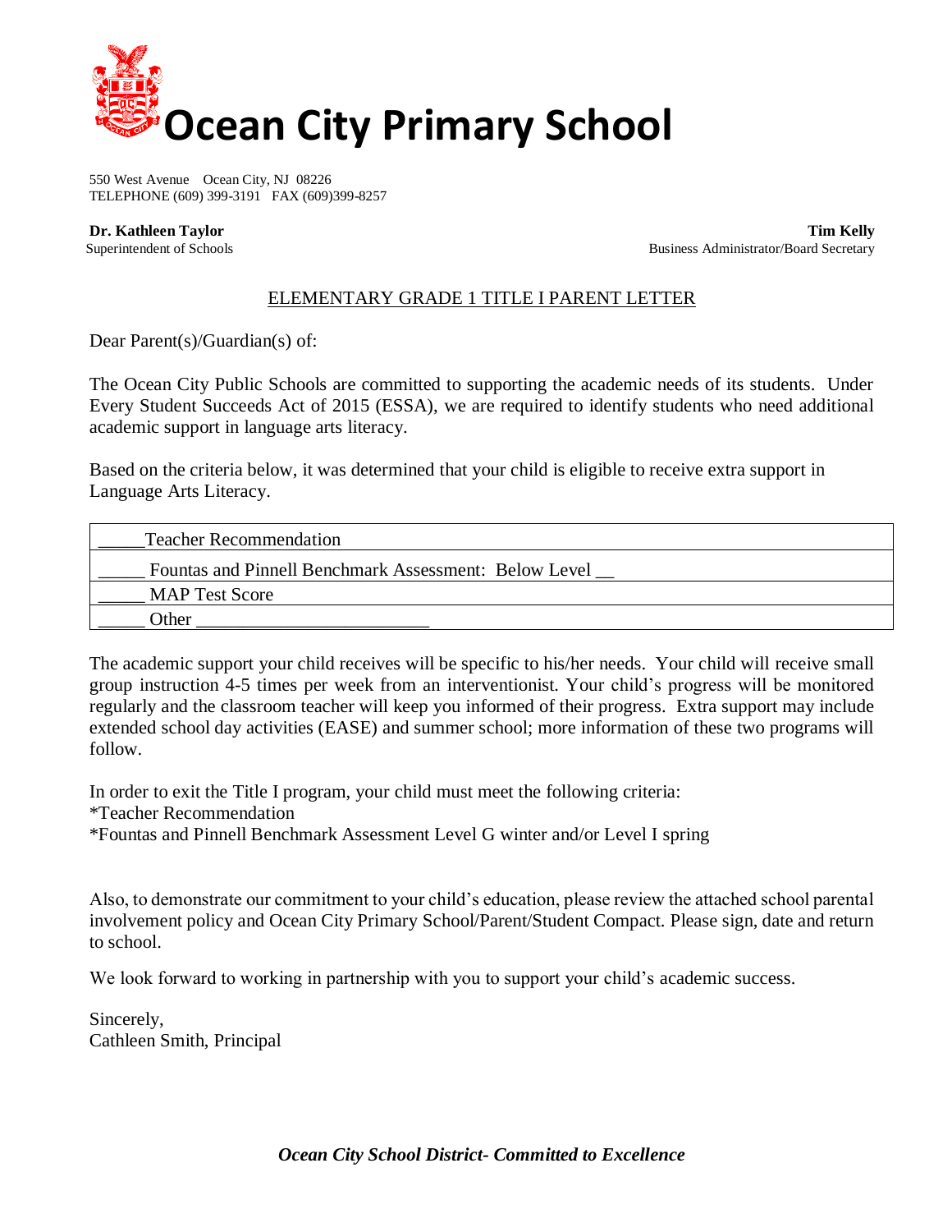# Ocean City Primary School

550 West Avenue Ocean City, NJ 08226
TELEPHONE (609) 399-3191 FAX (609)399-8257

**Dr. Kathleen Taylor**
Superintendent of Schools

**Tim Kelly**
Business Administrator/Board Secretary

## ELEMENTARY GRADE 1 TITLE I PARENT LETTER

Dear Parent(s)/Guardian(s) of:

The Ocean City Public Schools are committed to supporting the academic needs of its students. Under Every Student Succeeds Act of 2015 (ESSA), we are required to identify students who need additional academic support in language arts literacy.

Based on the criteria below, it was determined that your child is eligible to receive extra support in Language Arts Literacy.

| _____Teacher Recommendation |
|---|
| _____ Fountas and Pinnell Benchmark Assessment: Below Level __ |
| _____ MAP Test Score |
| _____ Other ________________________ |

The academic support your child receives will be specific to his/her needs. Your child will receive small group instruction 4-5 times per week from an interventionist. Your child's progress will be monitored regularly and the classroom teacher will keep you informed of their progress. Extra support may include extended school day activities (EASE) and summer school; more information of these two programs will follow.

In order to exit the Title I program, your child must meet the following criteria:
*Teacher Recommendation
*Fountas and Pinnell Benchmark Assessment Level G winter and/or Level I spring

Also, to demonstrate our commitment to your child's education, please review the attached school parental involvement policy and Ocean City Primary School/Parent/Student Compact. Please sign, date and return to school.

We look forward to working in partnership with you to support your child's academic success.

Sincerely,
Cathleen Smith, Principal

***Ocean City School District- Committed to Excellence***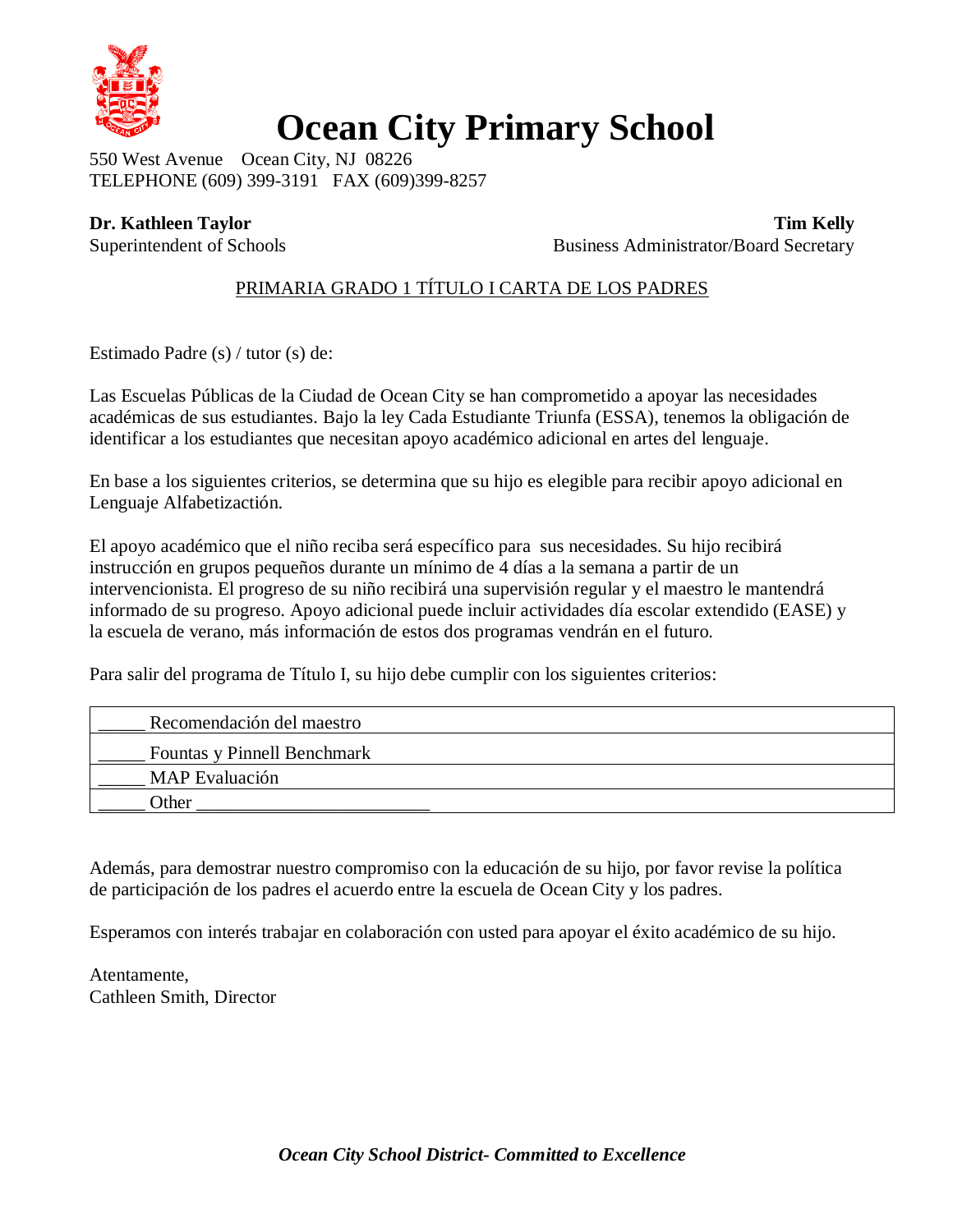# Ocean City Primary School

550 West Avenue    Ocean City, NJ  08226
TELEPHONE (609) 399-3191   FAX (609)399-8257

**Dr. Kathleen Taylor**
Superintendent of Schools

**Tim Kelly**
Business Administrator/Board Secretary

PRIMARIA GRADO 1 TÍTULO I CARTA DE LOS PADRES

Estimado Padre (s) / tutor (s) de:

Las Escuelas Públicas de la Ciudad de Ocean City se han comprometido a apoyar las necesidades académicas de sus estudiantes. Bajo la ley Cada Estudiante Triunfa (ESSA), tenemos la obligación de identificar a los estudiantes que necesitan apoyo académico adicional en artes del lenguaje.

En base a los siguientes criterios, se determina que su hijo es elegible para recibir apoyo adicional en Lenguaje Alfabetizactión.

El apoyo académico que el niño reciba será específico para sus necesidades. Su hijo recibirá instrucción en grupos pequeños durante un mínimo de 4 días a la semana a partir de un intervencionista. El progreso de su niño recibirá una supervisión regular y el maestro le mantendrá informado de su progreso. Apoyo adicional puede incluir actividades día escolar extendido (EASE) y la escuela de verano, más información de estos dos programas vendrán en el futuro.

Para salir del programa de Título I, su hijo debe cumplir con los siguientes criterios:

| |
|---|
| _____ Recomendación del maestro |
| _____ Fountas y Pinnell Benchmark |
| _____ MAP Evaluación |
| _____ Other _________________________ |

Además, para demostrar nuestro compromiso con la educación de su hijo, por favor revise la política de participación de los padres el acuerdo entre la escuela de Ocean City y los padres.

Esperamos con interés trabajar en colaboración con usted para apoyar el éxito académico de su hijo.

Atentamente,
Cathleen Smith, Director

*Ocean City School District- Committed to Excellence*